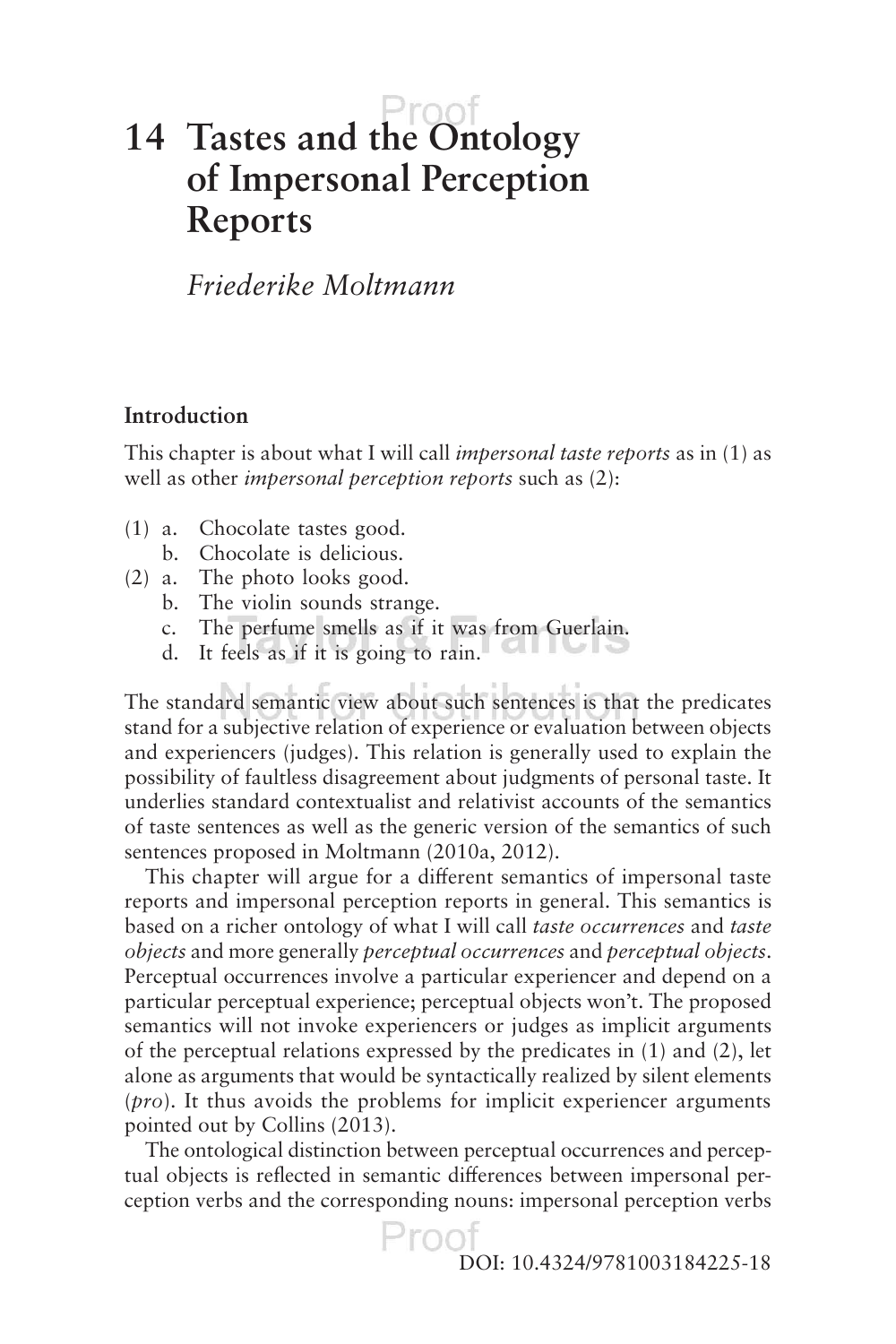# 14 Tastes and the Ontology of Impersonal Perception Reports

*Friederike Moltmann*

## Introduction

This chapter is about what I will call *impersonal taste reports* as in (1) as well as other *impersonal perception reports* such as (2):

(1) a. Chocolate tastes good.
    b. Chocolate is delicious.
(2) a. The photo looks good.
    b. The violin sounds strange.
    c. The perfume smells as if it was from Guerlain.
    d. It feels as if it is going to rain.

The standard semantic view about such sentences is that the predicates stand for a subjective relation of experience or evaluation between objects and experiencers (judges). This relation is generally used to explain the possibility of faultless disagreement about judgments of personal taste. It underlies standard contextualist and relativist accounts of the semantics of taste sentences as well as the generic version of the semantics of such sentences proposed in Moltmann (2010a, 2012).

This chapter will argue for a different semantics of impersonal taste reports and impersonal perception reports in general. This semantics is based on a richer ontology of what I will call *taste occurrences* and *taste objects* and more generally *perceptual occurrences* and *perceptual objects*. Perceptual occurrences involve a particular experiencer and depend on a particular perceptual experience; perceptual objects won't. The proposed semantics will not invoke experiencers or judges as implicit arguments of the perceptual relations expressed by the predicates in (1) and (2), let alone as arguments that would be syntactically realized by silent elements (*pro*). It thus avoids the problems for implicit experiencer arguments pointed out by Collins (2013).

The ontological distinction between perceptual occurrences and perceptual objects is reflected in semantic differences between impersonal perception verbs and the corresponding nouns: impersonal perception verbs

DOI: 10.4324/9781003184225-18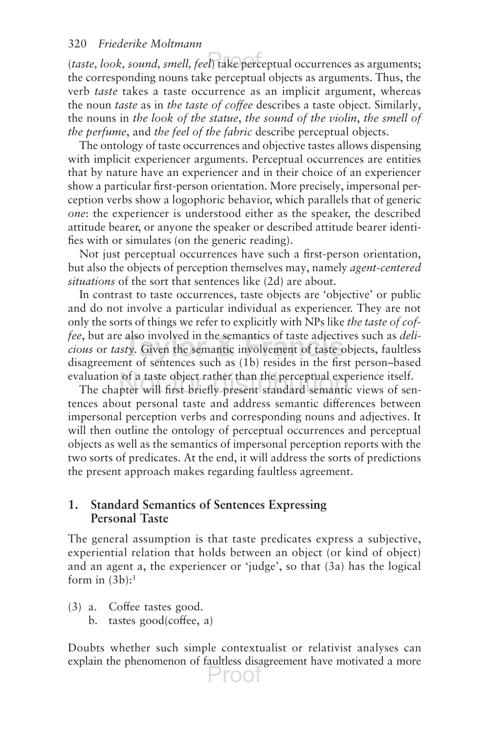(*taste, look, sound, smell, feel*) take perceptual occurrences as arguments; the corresponding nouns take perceptual objects as arguments. Thus, the verb *taste* takes a taste occurrence as an implicit argument, whereas the noun *taste* as in *the taste of coffee* describes a taste object. Similarly, the nouns in *the look of the statue*, *the sound of the violin*, *the smell of the perfume*, and *the feel of the fabric* describe perceptual objects.

The ontology of taste occurrences and objective tastes allows dispensing with implicit experiencer arguments. Perceptual occurrences are entities that by nature have an experiencer and in their choice of an experiencer show a particular first-person orientation. More precisely, impersonal perception verbs show a logophoric behavior, which parallels that of generic *one*: the experiencer is understood either as the speaker, the described attitude bearer, or anyone the speaker or described attitude bearer identifies with or simulates (on the generic reading).

Not just perceptual occurrences have such a first-person orientation, but also the objects of perception themselves may, namely *agent-centered situations* of the sort that sentences like (2d) are about.

In contrast to taste occurrences, taste objects are 'objective' or public and do not involve a particular individual as experiencer. They are not only the sorts of things we refer to explicitly with NPs like *the taste of coffee*, but are also involved in the semantics of taste adjectives such as *delicious* or *tasty*. Given the semantic involvement of taste objects, faultless disagreement of sentences such as (1b) resides in the first person–based evaluation of a taste object rather than the perceptual experience itself.

The chapter will first briefly present standard semantic views of sentences about personal taste and address semantic differences between impersonal perception verbs and corresponding nouns and adjectives. It will then outline the ontology of perceptual occurrences and perceptual objects as well as the semantics of impersonal perception reports with the two sorts of predicates. At the end, it will address the sorts of predictions the present approach makes regarding faultless agreement.

## 1. Standard Semantics of Sentences Expressing Personal Taste

The general assumption is that taste predicates express a subjective, experiential relation that holds between an object (or kind of object) and an agent a, the experiencer or 'judge', so that (3a) has the logical form in (3b):[1]

(3) a. Coffee tastes good.
    b. tastes good(coffee, a)

Doubts whether such simple contextualist or relativist analyses can explain the phenomenon of faultless disagreement have motivated a more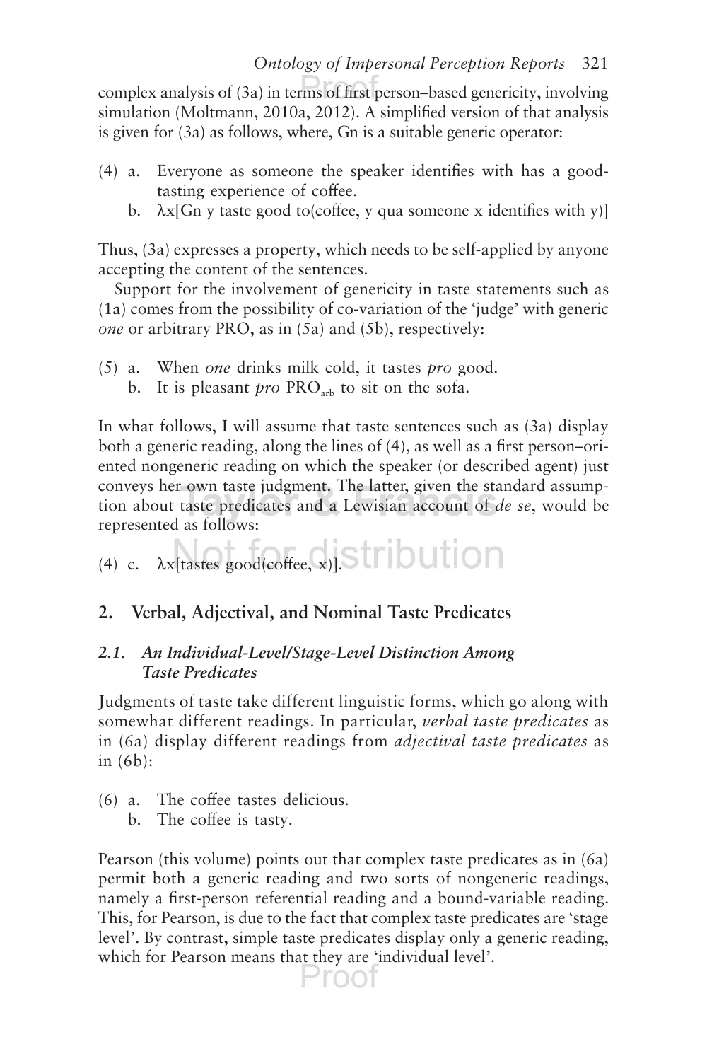complex analysis of (3a) in terms of first person–based genericity, involving simulation (Moltmann, 2010a, 2012). A simplified version of that analysis is given for (3a) as follows, where, Gn is a suitable generic operator:

(4) a. Everyone as someone the speaker identifies with has a good-tasting experience of coffee.

b. λx[Gn y taste good to(coffee, y qua someone x identifies with y)]

Thus, (3a) expresses a property, which needs to be self-applied by anyone accepting the content of the sentences.

Support for the involvement of genericity in taste statements such as (1a) comes from the possibility of co-variation of the 'judge' with generic *one* or arbitrary PRO, as in (5a) and (5b), respectively:

(5) a. When *one* drinks milk cold, it tastes *pro* good.

b. It is pleasant *pro* $\text{PRO}_{\text{arb}}$ to sit on the sofa.

In what follows, I will assume that taste sentences such as (3a) display both a generic reading, along the lines of (4), as well as a first person–oriented nongeneric reading on which the speaker (or described agent) just conveys her own taste judgment. The latter, given the standard assumption about taste predicates and a Lewisian account of *de se*, would be represented as follows:

(4) c. λx[tastes good(coffee, x)].

## 2. Verbal, Adjectival, and Nominal Taste Predicates

### 2.1. An Individual-Level/Stage-Level Distinction Among Taste Predicates

Judgments of taste take different linguistic forms, which go along with somewhat different readings. In particular, *verbal taste predicates* as in (6a) display different readings from *adjectival taste predicates* as in (6b):

(6) a. The coffee tastes delicious.

b. The coffee is tasty.

Pearson (this volume) points out that complex taste predicates as in (6a) permit both a generic reading and two sorts of nongeneric readings, namely a first-person referential reading and a bound-variable reading. This, for Pearson, is due to the fact that complex taste predicates are 'stage level'. By contrast, simple taste predicates display only a generic reading, which for Pearson means that they are 'individual level'.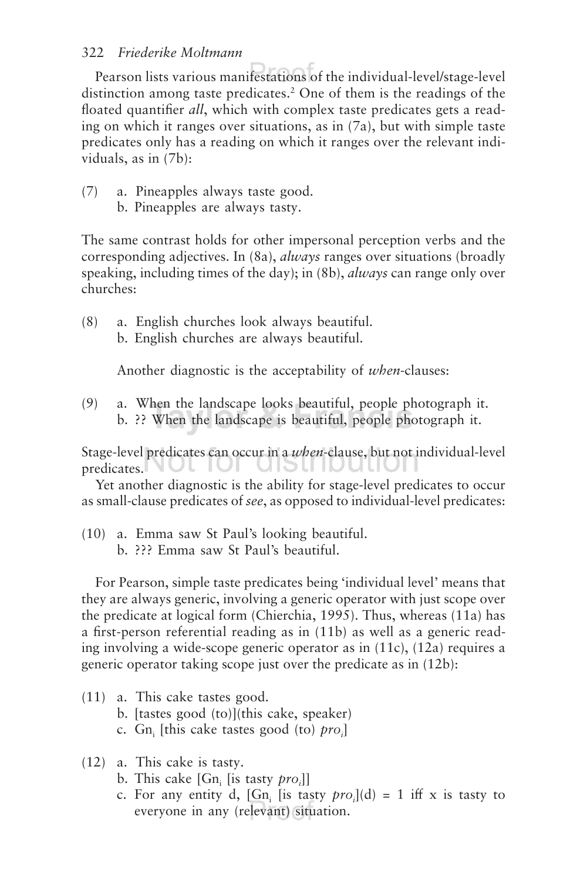Pearson lists various manifestations of the individual-level/stage-level distinction among taste predicates.[2] One of them is the readings of the floated quantifier *all*, which with complex taste predicates gets a reading on which it ranges over situations, as in (7a), but with simple taste predicates only has a reading on which it ranges over the relevant individuals, as in (7b):

(7) a. Pineapples always taste good.
  b. Pineapples are always tasty.

The same contrast holds for other impersonal perception verbs and the corresponding adjectives. In (8a), *always* ranges over situations (broadly speaking, including times of the day); in (8b), *always* can range only over churches:

(8) a. English churches look always beautiful.
  b. English churches are always beautiful.

Another diagnostic is the acceptability of *when*-clauses:

(9) a. When the landscape looks beautiful, people photograph it.
  b. ?? When the landscape is beautiful, people photograph it.

Stage-level predicates can occur in a *when*-clause, but not individual-level predicates.

Yet another diagnostic is the ability for stage-level predicates to occur as small-clause predicates of *see*, as opposed to individual-level predicates:

(10) a. Emma saw St Paul's looking beautiful.
  b. ??? Emma saw St Paul's beautiful.

For Pearson, simple taste predicates being 'individual level' means that they are always generic, involving a generic operator with just scope over the predicate at logical form (Chierchia, 1995). Thus, whereas (11a) has a first-person referential reading as in (11b) as well as a generic reading involving a wide-scope generic operator as in (11c), (12a) requires a generic operator taking scope just over the predicate as in (12b):

(11) a. This cake tastes good.
  b. [tastes good (to)](this cake, speaker)
  c. $Gn_i$ [this cake tastes good (to) $pro_i$]

(12) a. This cake is tasty.
  b. This cake [$Gn_i$ [is tasty $pro_i$]]
  c. For any entity d, [$Gn_i$ [is tasty $pro_i$]](d) = 1 iff x is tasty to everyone in any (relevant) situation.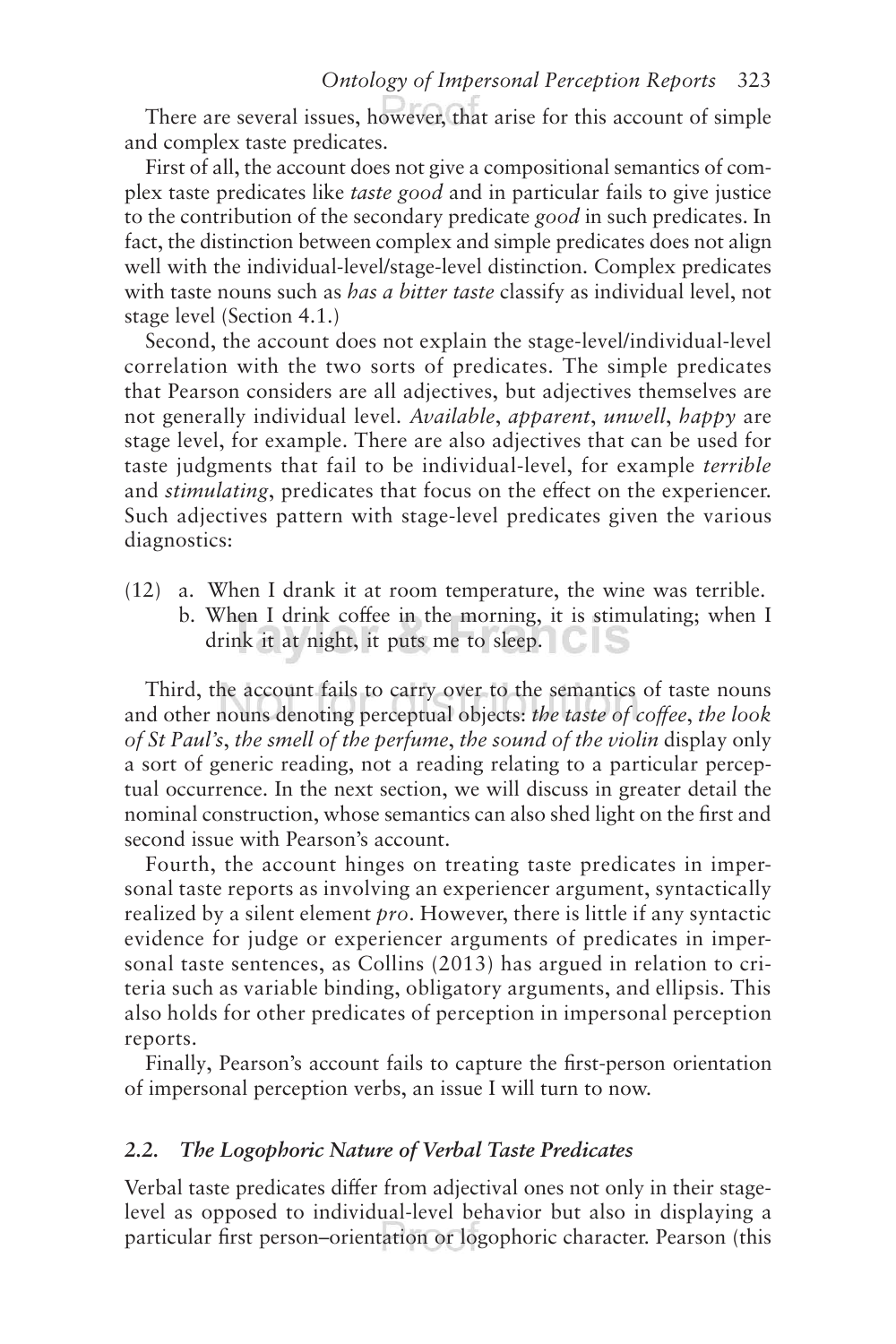There are several issues, however, that arise for this account of simple and complex taste predicates.

First of all, the account does not give a compositional semantics of complex taste predicates like *taste good* and in particular fails to give justice to the contribution of the secondary predicate *good* in such predicates. In fact, the distinction between complex and simple predicates does not align well with the individual-level/stage-level distinction. Complex predicates with taste nouns such as *has a bitter taste* classify as individual level, not stage level (Section 4.1.)

Second, the account does not explain the stage-level/individual-level correlation with the two sorts of predicates. The simple predicates that Pearson considers are all adjectives, but adjectives themselves are not generally individual level. *Available*, *apparent*, *unwell*, *happy* are stage level, for example. There are also adjectives that can be used for taste judgments that fail to be individual-level, for example *terrible* and *stimulating*, predicates that focus on the effect on the experiencer. Such adjectives pattern with stage-level predicates given the various diagnostics:

(12) a. When I drank it at room temperature, the wine was terrible.
b. When I drink coffee in the morning, it is stimulating; when I drink it at night, it puts me to sleep.

Third, the account fails to carry over to the semantics of taste nouns and other nouns denoting perceptual objects: *the taste of coffee*, *the look of St Paul's*, *the smell of the perfume*, *the sound of the violin* display only a sort of generic reading, not a reading relating to a particular perceptual occurrence. In the next section, we will discuss in greater detail the nominal construction, whose semantics can also shed light on the first and second issue with Pearson's account.

Fourth, the account hinges on treating taste predicates in impersonal taste reports as involving an experiencer argument, syntactically realized by a silent element *pro*. However, there is little if any syntactic evidence for judge or experiencer arguments of predicates in impersonal taste sentences, as Collins (2013) has argued in relation to criteria such as variable binding, obligatory arguments, and ellipsis. This also holds for other predicates of perception in impersonal perception reports.

Finally, Pearson's account fails to capture the first-person orientation of impersonal perception verbs, an issue I will turn to now.

### 2.2. *The Logophoric Nature of Verbal Taste Predicates*

Verbal taste predicates differ from adjectival ones not only in their stage-level as opposed to individual-level behavior but also in displaying a particular first person–orientation or logophoric character. Pearson (this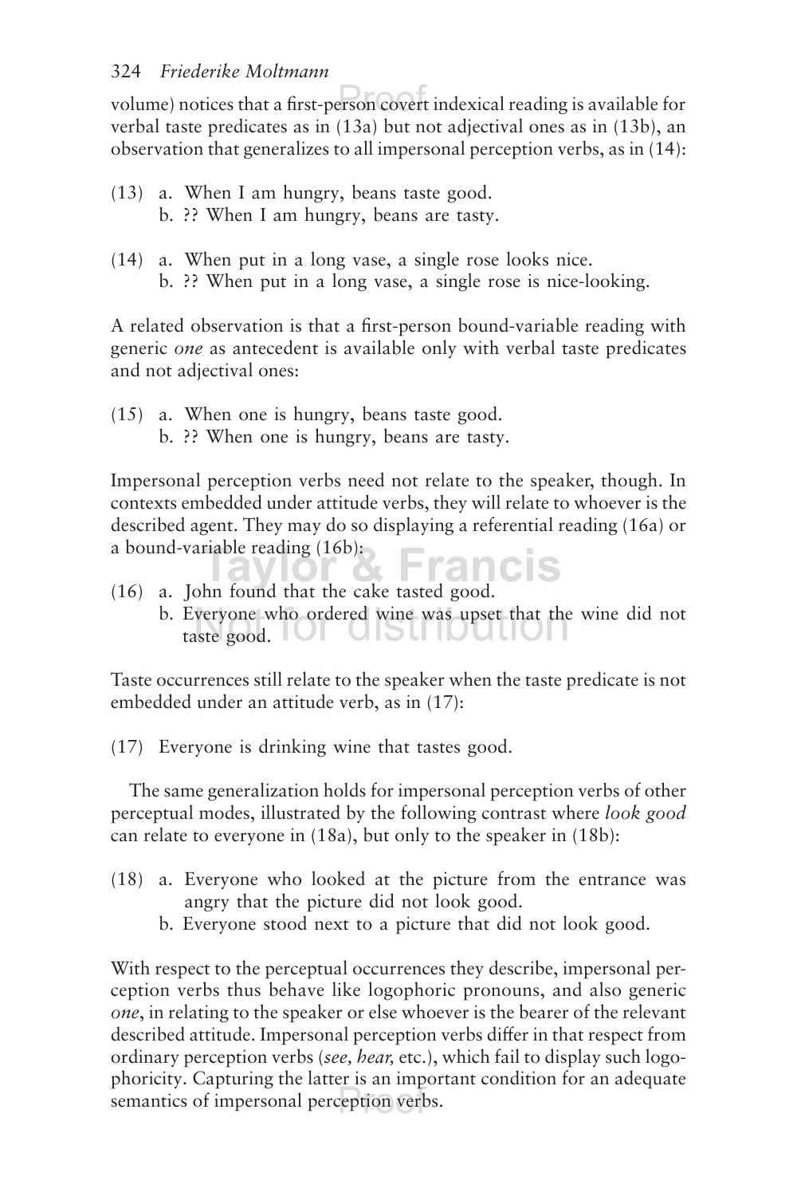volume) notices that a first-person covert indexical reading is available for verbal taste predicates as in (13a) but not adjectival ones as in (13b), an observation that generalizes to all impersonal perception verbs, as in (14):

(13) a. When I am hungry, beans taste good.
b. ?? When I am hungry, beans are tasty.

(14) a. When put in a long vase, a single rose looks nice.
b. ?? When put in a long vase, a single rose is nice-looking.

A related observation is that a first-person bound-variable reading with generic *one* as antecedent is available only with verbal taste predicates and not adjectival ones:

(15) a. When one is hungry, beans taste good.
b. ?? When one is hungry, beans are tasty.

Impersonal perception verbs need not relate to the speaker, though. In contexts embedded under attitude verbs, they will relate to whoever is the described agent. They may do so displaying a referential reading (16a) or a bound-variable reading (16b):

(16) a. John found that the cake tasted good.
b. Everyone who ordered wine was upset that the wine did not taste good.

Taste occurrences still relate to the speaker when the taste predicate is not embedded under an attitude verb, as in (17):

(17) Everyone is drinking wine that tastes good.

The same generalization holds for impersonal perception verbs of other perceptual modes, illustrated by the following contrast where *look good* can relate to everyone in (18a), but only to the speaker in (18b):

(18) a. Everyone who looked at the picture from the entrance was angry that the picture did not look good.
b. Everyone stood next to a picture that did not look good.

With respect to the perceptual occurrences they describe, impersonal perception verbs thus behave like logophoric pronouns, and also generic *one*, in relating to the speaker or else whoever is the bearer of the relevant described attitude. Impersonal perception verbs differ in that respect from ordinary perception verbs (*see, hear,* etc.), which fail to display such logophoricity. Capturing the latter is an important condition for an adequate semantics of impersonal perception verbs.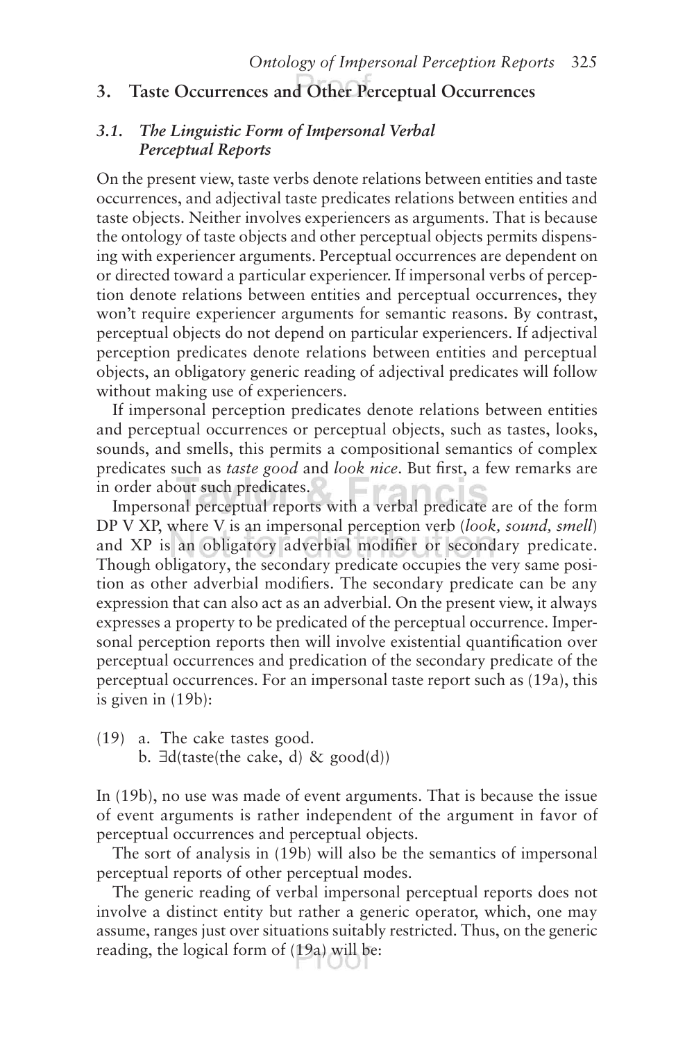## 3. Taste Occurrences and Other Perceptual Occurrences

### *3.1. The Linguistic Form of Impersonal Verbal Perceptual Reports*

On the present view, taste verbs denote relations between entities and taste occurrences, and adjectival taste predicates relations between entities and taste objects. Neither involves experiencers as arguments. That is because the ontology of taste objects and other perceptual objects permits dispensing with experiencer arguments. Perceptual occurrences are dependent on or directed toward a particular experiencer. If impersonal verbs of perception denote relations between entities and perceptual occurrences, they won't require experiencer arguments for semantic reasons. By contrast, perceptual objects do not depend on particular experiencers. If adjectival perception predicates denote relations between entities and perceptual objects, an obligatory generic reading of adjectival predicates will follow without making use of experiencers.

If impersonal perception predicates denote relations between entities and perceptual occurrences or perceptual objects, such as tastes, looks, sounds, and smells, this permits a compositional semantics of complex predicates such as *taste good* and *look nice*. But first, a few remarks are in order about such predicates.

Impersonal perceptual reports with a verbal predicate are of the form DP V XP, where V is an impersonal perception verb (*look, sound, smell*) and XP is an obligatory adverbial modifier or secondary predicate. Though obligatory, the secondary predicate occupies the very same position as other adverbial modifiers. The secondary predicate can be any expression that can also act as an adverbial. On the present view, it always expresses a property to be predicated of the perceptual occurrence. Impersonal perception reports then will involve existential quantification over perceptual occurrences and predication of the secondary predicate of the perceptual occurrences. For an impersonal taste report such as (19a), this is given in (19b):

(19) a. The cake tastes good.
b. ∃d(taste(the cake, d) & good(d))

In (19b), no use was made of event arguments. That is because the issue of event arguments is rather independent of the argument in favor of perceptual occurrences and perceptual objects.

The sort of analysis in (19b) will also be the semantics of impersonal perceptual reports of other perceptual modes.

The generic reading of verbal impersonal perceptual reports does not involve a distinct entity but rather a generic operator, which, one may assume, ranges just over situations suitably restricted. Thus, on the generic reading, the logical form of (19a) will be: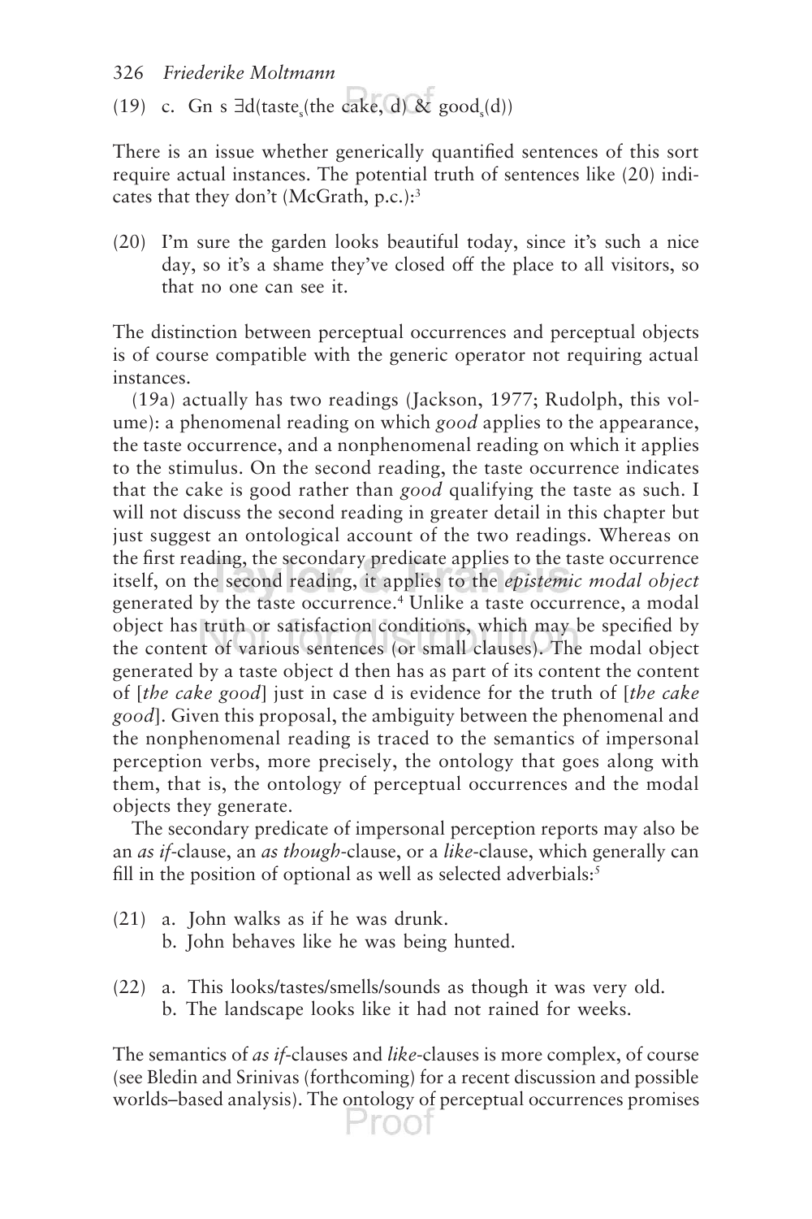(19) c. Gn s $\exists$d(taste$_s$(the cake, d) & good$_s$(d))

There is an issue whether generically quantified sentences of this sort require actual instances. The potential truth of sentences like (20) indicates that they don't (McGrath, p.c.):[3]

(20) I'm sure the garden looks beautiful today, since it's such a nice day, so it's a shame they've closed off the place to all visitors, so that no one can see it.

The distinction between perceptual occurrences and perceptual objects is of course compatible with the generic operator not requiring actual instances.

(19a) actually has two readings (Jackson, 1977; Rudolph, this volume): a phenomenal reading on which *good* applies to the appearance, the taste occurrence, and a nonphenomenal reading on which it applies to the stimulus. On the second reading, the taste occurrence indicates that the cake is good rather than *good* qualifying the taste as such. I will not discuss the second reading in greater detail in this chapter but just suggest an ontological account of the two readings. Whereas on the first reading, the secondary predicate applies to the taste occurrence itself, on the second reading, it applies to the *epistemic modal object* generated by the taste occurrence.[4] Unlike a taste occurrence, a modal object has truth or satisfaction conditions, which may be specified by the content of various sentences (or small clauses). The modal object generated by a taste object d then has as part of its content the content of [*the cake good*] just in case d is evidence for the truth of [*the cake good*]. Given this proposal, the ambiguity between the phenomenal and the nonphenomenal reading is traced to the semantics of impersonal perception verbs, more precisely, the ontology that goes along with them, that is, the ontology of perceptual occurrences and the modal objects they generate.

The secondary predicate of impersonal perception reports may also be an *as if*-clause, an *as though*-clause, or a *like*-clause, which generally can fill in the position of optional as well as selected adverbials:[5]

(21) a. John walks as if he was drunk.
b. John behaves like he was being hunted.

(22) a. This looks/tastes/smells/sounds as though it was very old.
b. The landscape looks like it had not rained for weeks.

The semantics of *as if*-clauses and *like*-clauses is more complex, of course (see Bledin and Srinivas (forthcoming) for a recent discussion and possible worlds–based analysis). The ontology of perceptual occurrences promises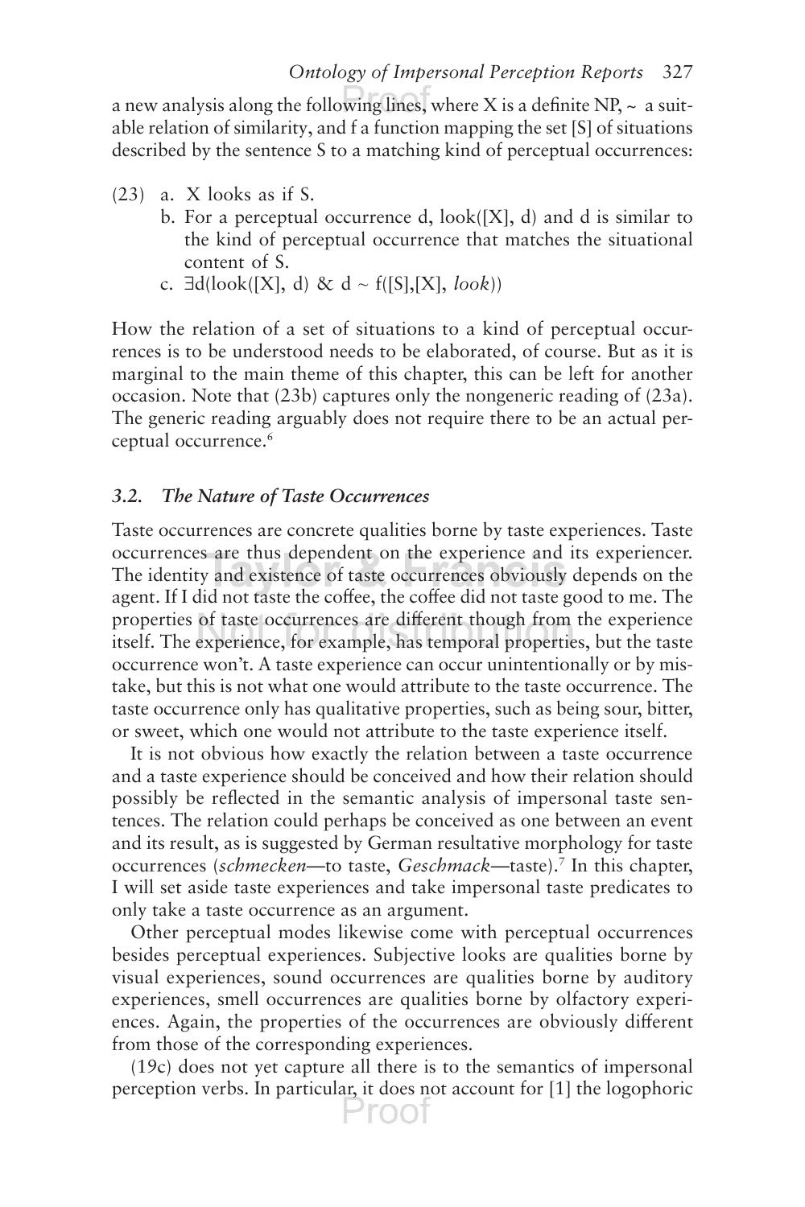a new analysis along the following lines, where X is a definite NP, ~ a suitable relation of similarity, and f a function mapping the set [S] of situations described by the sentence S to a matching kind of perceptual occurrences:

(23) a. X looks as if S.

b. For a perceptual occurrence d, look([X], d) and d is similar to the kind of perceptual occurrence that matches the situational content of S.

c. $\exists d(\text{look}([X], d)\ \&\ d \sim f([S],[X], \textit{look}))$

How the relation of a set of situations to a kind of perceptual occurrences is to be understood needs to be elaborated, of course. But as it is marginal to the main theme of this chapter, this can be left for another occasion. Note that (23b) captures only the nongeneric reading of (23a). The generic reading arguably does not require there to be an actual perceptual occurrence.[6]

### 3.2. *The Nature of Taste Occurrences*

Taste occurrences are concrete qualities borne by taste experiences. Taste occurrences are thus dependent on the experience and its experiencer. The identity and existence of taste occurrences obviously depends on the agent. If I did not taste the coffee, the coffee did not taste good to me. The properties of taste occurrences are different though from the experience itself. The experience, for example, has temporal properties, but the taste occurrence won't. A taste experience can occur unintentionally or by mistake, but this is not what one would attribute to the taste occurrence. The taste occurrence only has qualitative properties, such as being sour, bitter, or sweet, which one would not attribute to the taste experience itself.

It is not obvious how exactly the relation between a taste occurrence and a taste experience should be conceived and how their relation should possibly be reflected in the semantic analysis of impersonal taste sentences. The relation could perhaps be conceived as one between an event and its result, as is suggested by German resultative morphology for taste occurrences (*schmecken*—to taste, *Geschmack*—taste).[7] In this chapter, I will set aside taste experiences and take impersonal taste predicates to only take a taste occurrence as an argument.

Other perceptual modes likewise come with perceptual occurrences besides perceptual experiences. Subjective looks are qualities borne by visual experiences, sound occurrences are qualities borne by auditory experiences, smell occurrences are qualities borne by olfactory experiences. Again, the properties of the occurrences are obviously different from those of the corresponding experiences.

(19c) does not yet capture all there is to the semantics of impersonal perception verbs. In particular, it does not account for [1] the logophoric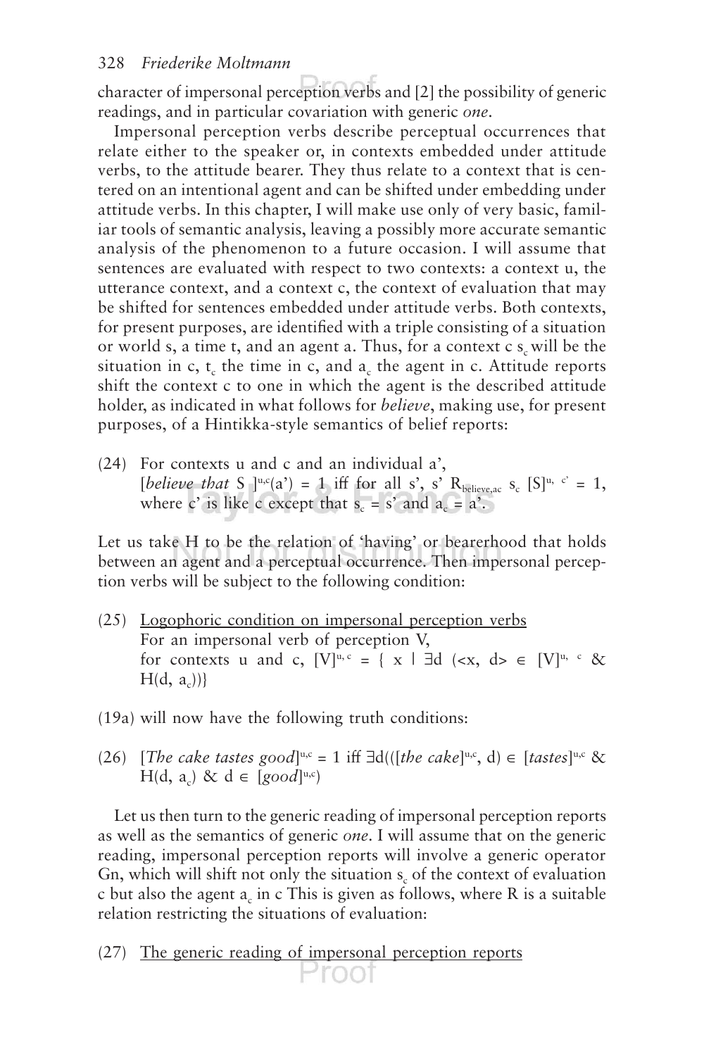character of impersonal perception verbs and [2] the possibility of generic readings, and in particular covariation with generic *one*.

Impersonal perception verbs describe perceptual occurrences that relate either to the speaker or, in contexts embedded under attitude verbs, to the attitude bearer. They thus relate to a context that is centered on an intentional agent and can be shifted under embedding under attitude verbs. In this chapter, I will make use only of very basic, familiar tools of semantic analysis, leaving a possibly more accurate semantic analysis of the phenomenon to a future occasion. I will assume that sentences are evaluated with respect to two contexts: a context u, the utterance context, and a context c, the context of evaluation that may be shifted for sentences embedded under attitude verbs. Both contexts, for present purposes, are identified with a triple consisting of a situation or world s, a time t, and an agent a. Thus, for a context c $s_c$ will be the situation in c, $t_c$ the time in c, and $a_c$ the agent in c. Attitude reports shift the context c to one in which the agent is the described attitude holder, as indicated in what follows for *believe*, making use, for present purposes, of a Hintikka-style semantics of belief reports:

(24) For contexts u and c and an individual a',
[*believe that* S $]^{u,c}(a') = 1$ iff for all s', s' $R_{believe,ac}$ $s_c$ $[S]^{u, c'} = 1$, where c' is like c except that $s_c = s'$ and $a_c = a'$.

Let us take H to be the relation of 'having' or bearerhood that holds between an agent and a perceptual occurrence. Then impersonal perception verbs will be subject to the following condition:

(25) Logophoric condition on impersonal perception verbs
For an impersonal verb of perception V,
for contexts u and c, $[V]^{u,c} = \{ x \mid \exists d\ (<x, d> \in [V]^{u,c}\ \&\ H(d, a_c))\}$

(19a) will now have the following truth conditions:

(26) $[$*The cake tastes good*$]^{u,c} = 1$ iff $\exists d(([$*the cake*$]^{u,c}, d) \in [$*tastes*$]^{u,c}\ \&\ H(d, a_c)\ \&\ d \in [$*good*$]^{u,c})$

Let us then turn to the generic reading of impersonal perception reports as well as the semantics of generic *one*. I will assume that on the generic reading, impersonal perception reports will involve a generic operator Gn, which will shift not only the situation $s_c$ of the context of evaluation c but also the agent $a_c$ in c This is given as follows, where R is a suitable relation restricting the situations of evaluation:

(27) The generic reading of impersonal perception reports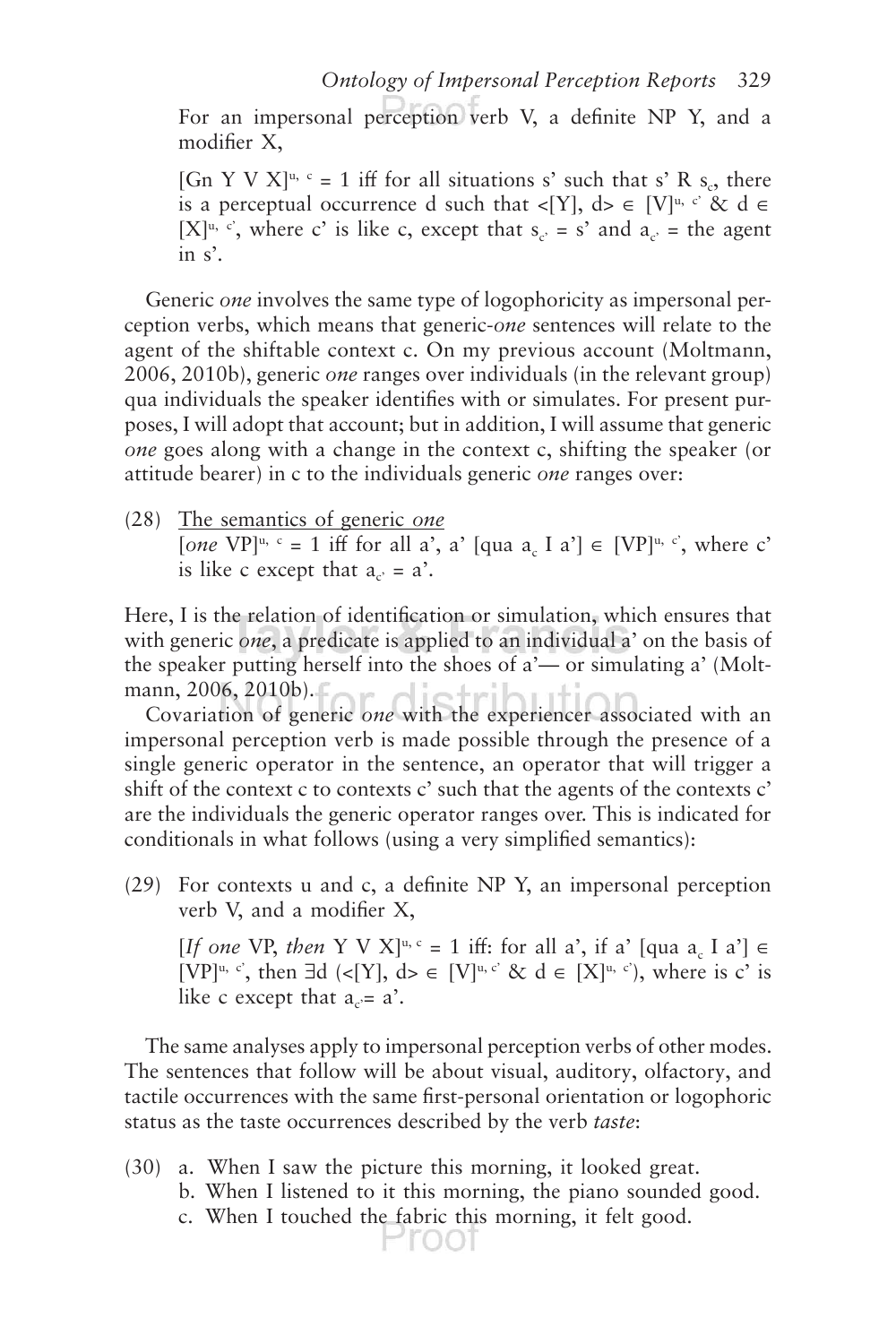For an impersonal perception verb V, a definite NP Y, and a modifier X,

$[\text{Gn Y V X}]^{u, c} = 1$ iff for all situations s' such that $s' R s_c$, there is a perceptual occurrence d such that $<[Y], d> \in [V]^{u, c'}$ & $d \in [X]^{u, c'}$, where c' is like c, except that $s_{c'} = s'$ and $a_{c'}$ = the agent in s'.

Generic *one* involves the same type of logophoricity as impersonal perception verbs, which means that generic-*one* sentences will relate to the agent of the shiftable context c. On my previous account (Moltmann, 2006, 2010b), generic *one* ranges over individuals (in the relevant group) qua individuals the speaker identifies with or simulates. For present purposes, I will adopt that account; but in addition, I will assume that generic *one* goes along with a change in the context c, shifting the speaker (or attitude bearer) in c to the individuals generic *one* ranges over:

(28) <u>The semantics of generic *one*</u>
$[\textit{one}\ \text{VP}]^{u, c} = 1$ iff for all a', a' $[\text{qua } a_c \text{ I } a'] \in [\text{VP}]^{u, c'}$, where c' is like c except that $a_{c'} = a'$.

Here, I is the relation of identification or simulation, which ensures that with generic *one*, a predicate is applied to an individual a' on the basis of the speaker putting herself into the shoes of a'— or simulating a' (Moltmann, 2006, 2010b).

Covariation of generic *one* with the experiencer associated with an impersonal perception verb is made possible through the presence of a single generic operator in the sentence, an operator that will trigger a shift of the context c to contexts c' such that the agents of the contexts c' are the individuals the generic operator ranges over. This is indicated for conditionals in what follows (using a very simplified semantics):

(29) For contexts u and c, a definite NP Y, an impersonal perception verb V, and a modifier X,

$[\textit{If one}\ \text{VP},\ \textit{then}\ \text{Y V X}]^{u, c} = 1$ iff: for all a', if a' $[\text{qua } a_c \text{ I } a'] \in [\text{VP}]^{u, c'}$, then $\exists d\ (<[Y], d> \in [V]^{u, c'}$ & $d \in [X]^{u, c'})$, where is c' is like c except that $a_{c'} = a'$.

The same analyses apply to impersonal perception verbs of other modes. The sentences that follow will be about visual, auditory, olfactory, and tactile occurrences with the same first-personal orientation or logophoric status as the taste occurrences described by the verb *taste*:

(30) a. When I saw the picture this morning, it looked great.
b. When I listened to it this morning, the piano sounded good.
c. When I touched the fabric this morning, it felt good.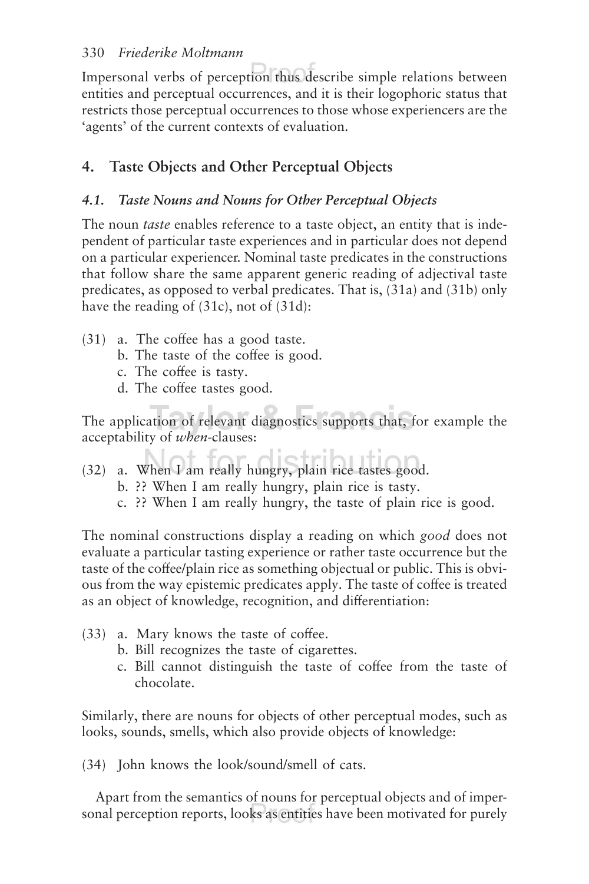Impersonal verbs of perception thus describe simple relations between entities and perceptual occurrences, and it is their logophoric status that restricts those perceptual occurrences to those whose experiencers are the 'agents' of the current contexts of evaluation.

## 4. Taste Objects and Other Perceptual Objects

### *4.1. Taste Nouns and Nouns for Other Perceptual Objects*

The noun *taste* enables reference to a taste object, an entity that is independent of particular taste experiences and in particular does not depend on a particular experiencer. Nominal taste predicates in the constructions that follow share the same apparent generic reading of adjectival taste predicates, as opposed to verbal predicates. That is, (31a) and (31b) only have the reading of (31c), not of (31d):

(31) a. The coffee has a good taste.
b. The taste of the coffee is good.
c. The coffee is tasty.
d. The coffee tastes good.

The application of relevant diagnostics supports that, for example the acceptability of *when*-clauses:

(32) a. When I am really hungry, plain rice tastes good.
b. ?? When I am really hungry, plain rice is tasty.
c. ?? When I am really hungry, the taste of plain rice is good.

The nominal constructions display a reading on which *good* does not evaluate a particular tasting experience or rather taste occurrence but the taste of the coffee/plain rice as something objectual or public. This is obvious from the way epistemic predicates apply. The taste of coffee is treated as an object of knowledge, recognition, and differentiation:

(33) a. Mary knows the taste of coffee.
b. Bill recognizes the taste of cigarettes.
c. Bill cannot distinguish the taste of coffee from the taste of chocolate.

Similarly, there are nouns for objects of other perceptual modes, such as looks, sounds, smells, which also provide objects of knowledge:

(34) John knows the look/sound/smell of cats.

Apart from the semantics of nouns for perceptual objects and of impersonal perception reports, looks as entities have been motivated for purely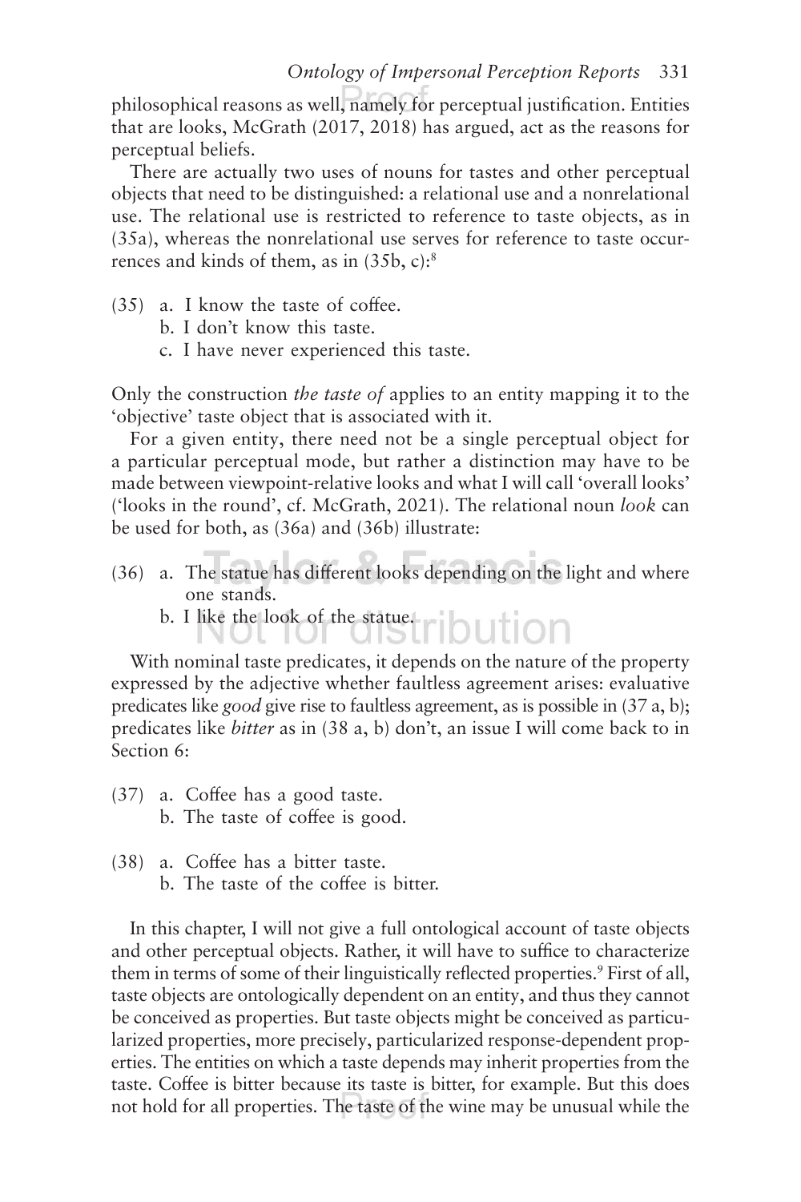philosophical reasons as well, namely for perceptual justification. Entities that are looks, McGrath (2017, 2018) has argued, act as the reasons for perceptual beliefs.

There are actually two uses of nouns for tastes and other perceptual objects that need to be distinguished: a relational use and a nonrelational use. The relational use is restricted to reference to taste objects, as in (35a), whereas the nonrelational use serves for reference to taste occurrences and kinds of them, as in (35b, c):[8]

(35) a. I know the taste of coffee.  
 b. I don't know this taste.  
 c. I have never experienced this taste.

Only the construction *the taste of* applies to an entity mapping it to the 'objective' taste object that is associated with it.

For a given entity, there need not be a single perceptual object for a particular perceptual mode, but rather a distinction may have to be made between viewpoint-relative looks and what I will call 'overall looks' ('looks in the round', cf. McGrath, 2021). The relational noun *look* can be used for both, as (36a) and (36b) illustrate:

(36) a. The statue has different looks depending on the light and where one stands.  
 b. I like the look of the statue.

With nominal taste predicates, it depends on the nature of the property expressed by the adjective whether faultless agreement arises: evaluative predicates like *good* give rise to faultless agreement, as is possible in (37 a, b); predicates like *bitter* as in (38 a, b) don't, an issue I will come back to in Section 6:

(37) a. Coffee has a good taste.  
 b. The taste of coffee is good.

(38) a. Coffee has a bitter taste.  
 b. The taste of the coffee is bitter.

In this chapter, I will not give a full ontological account of taste objects and other perceptual objects. Rather, it will have to suffice to characterize them in terms of some of their linguistically reflected properties.[9] First of all, taste objects are ontologically dependent on an entity, and thus they cannot be conceived as properties. But taste objects might be conceived as particularized properties, more precisely, particularized response-dependent properties. The entities on which a taste depends may inherit properties from the taste. Coffee is bitter because its taste is bitter, for example. But this does not hold for all properties. The taste of the wine may be unusual while the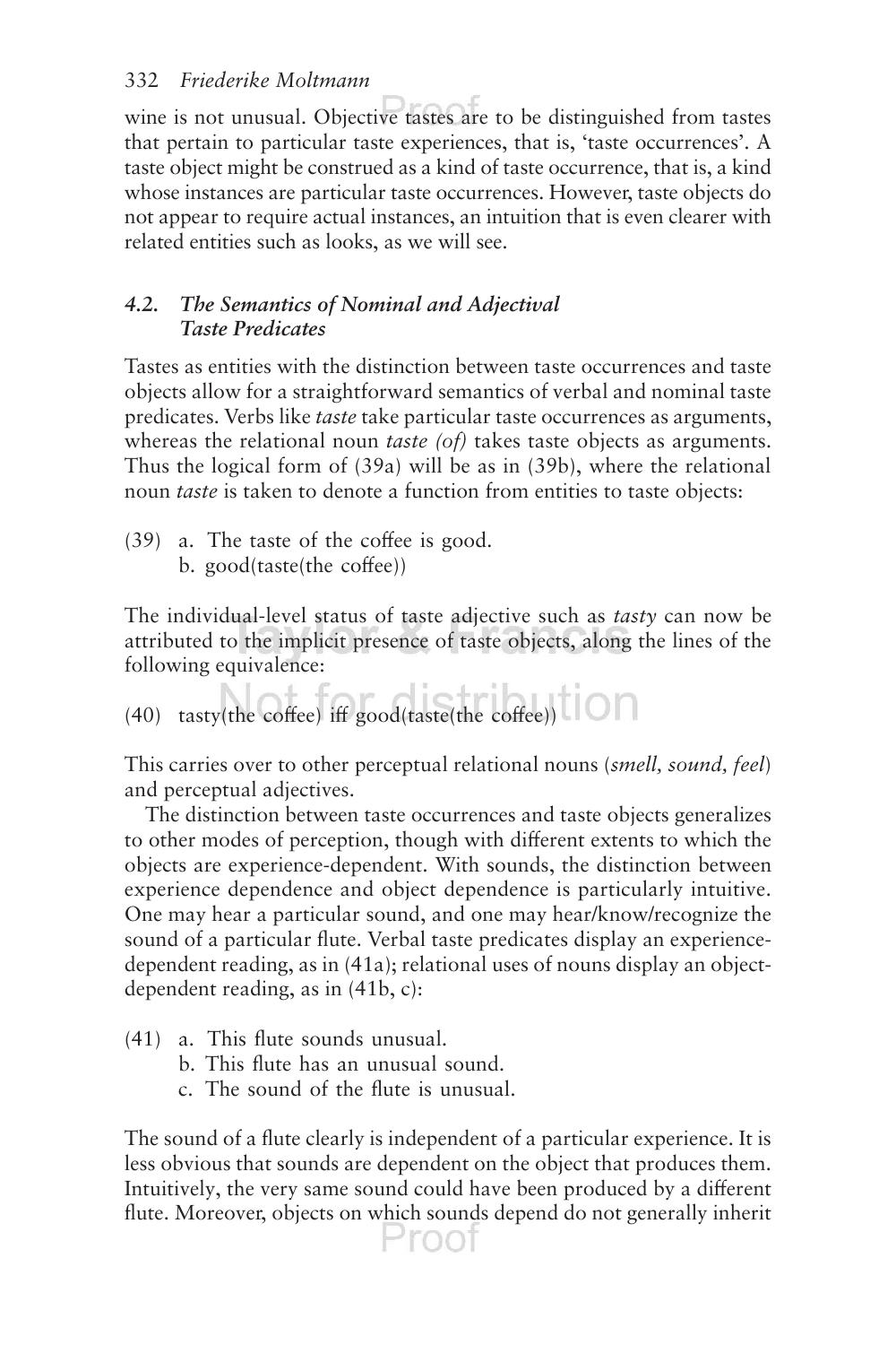wine is not unusual. Objective tastes are to be distinguished from tastes that pertain to particular taste experiences, that is, 'taste occurrences'. A taste object might be construed as a kind of taste occurrence, that is, a kind whose instances are particular taste occurrences. However, taste objects do not appear to require actual instances, an intuition that is even clearer with related entities such as looks, as we will see.

### 4.2. The Semantics of Nominal and Adjectival Taste Predicates

Tastes as entities with the distinction between taste occurrences and taste objects allow for a straightforward semantics of verbal and nominal taste predicates. Verbs like *taste* take particular taste occurrences as arguments, whereas the relational noun *taste (of)* takes taste objects as arguments. Thus the logical form of (39a) will be as in (39b), where the relational noun *taste* is taken to denote a function from entities to taste objects:

(39) a. The taste of the coffee is good.
 b. good(taste(the coffee))

The individual-level status of taste adjective such as *tasty* can now be attributed to the implicit presence of taste objects, along the lines of the following equivalence:

(40) tasty(the coffee) iff good(taste(the coffee))

This carries over to other perceptual relational nouns (*smell, sound, feel*) and perceptual adjectives.

The distinction between taste occurrences and taste objects generalizes to other modes of perception, though with different extents to which the objects are experience-dependent. With sounds, the distinction between experience dependence and object dependence is particularly intuitive. One may hear a particular sound, and one may hear/know/recognize the sound of a particular flute. Verbal taste predicates display an experience-dependent reading, as in (41a); relational uses of nouns display an object-dependent reading, as in (41b, c):

(41) a. This flute sounds unusual.
 b. This flute has an unusual sound.
 c. The sound of the flute is unusual.

The sound of a flute clearly is independent of a particular experience. It is less obvious that sounds are dependent on the object that produces them. Intuitively, the very same sound could have been produced by a different flute. Moreover, objects on which sounds depend do not generally inherit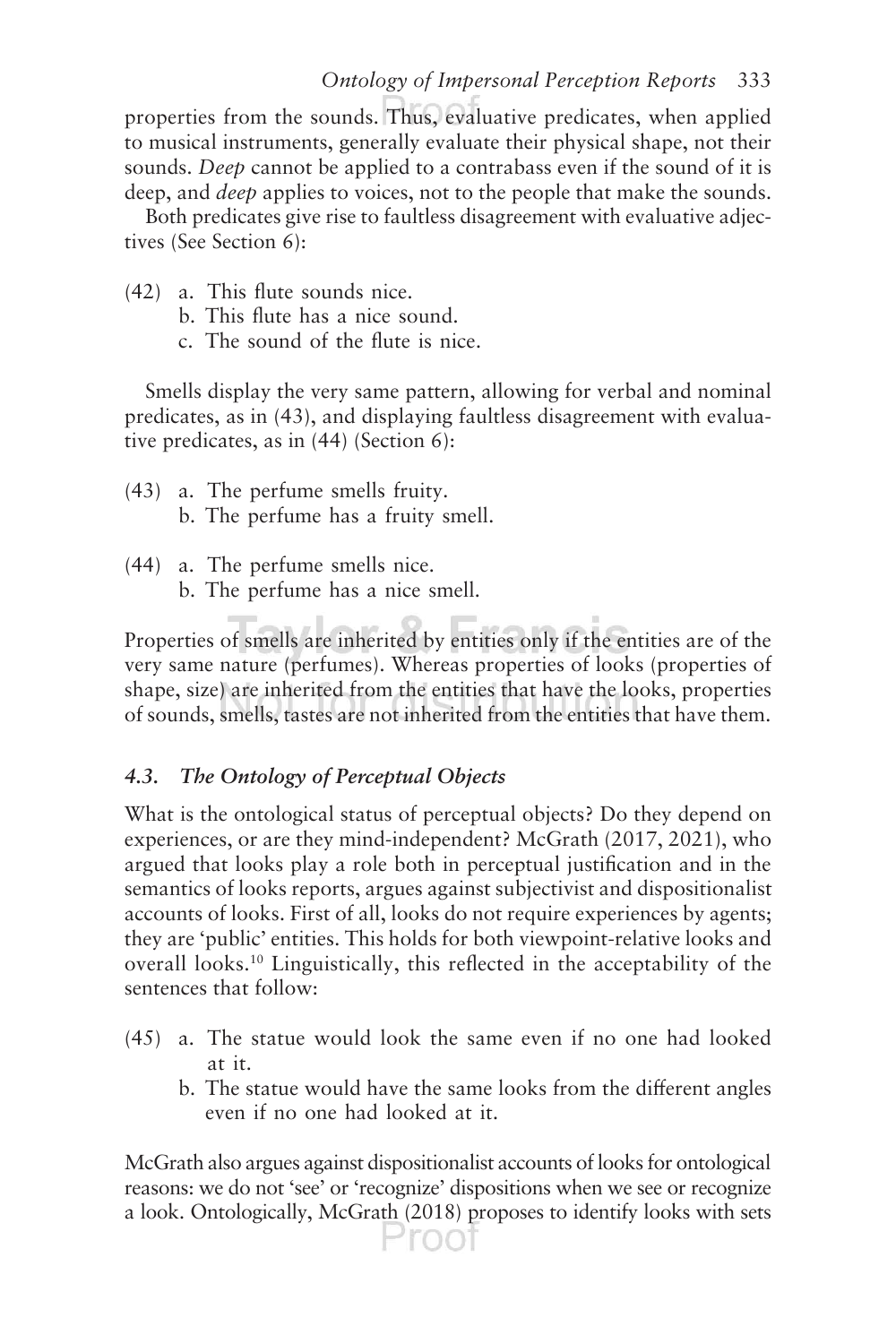properties from the sounds. Thus, evaluative predicates, when applied to musical instruments, generally evaluate their physical shape, not their sounds. *Deep* cannot be applied to a contrabass even if the sound of it is deep, and *deep* applies to voices, not to the people that make the sounds.

Both predicates give rise to faultless disagreement with evaluative adjectives (See Section 6):

(42) a. This flute sounds nice.
  b. This flute has a nice sound.
  c. The sound of the flute is nice.

Smells display the very same pattern, allowing for verbal and nominal predicates, as in (43), and displaying faultless disagreement with evaluative predicates, as in (44) (Section 6):

(43) a. The perfume smells fruity.
  b. The perfume has a fruity smell.

(44) a. The perfume smells nice.
  b. The perfume has a nice smell.

Properties of smells are inherited by entities only if the entities are of the very same nature (perfumes). Whereas properties of looks (properties of shape, size) are inherited from the entities that have the looks, properties of sounds, smells, tastes are not inherited from the entities that have them.

### 4.3. *The Ontology of Perceptual Objects*

What is the ontological status of perceptual objects? Do they depend on experiences, or are they mind-independent? McGrath (2017, 2021), who argued that looks play a role both in perceptual justification and in the semantics of looks reports, argues against subjectivist and dispositionalist accounts of looks. First of all, looks do not require experiences by agents; they are 'public' entities. This holds for both viewpoint-relative looks and overall looks.[10] Linguistically, this reflected in the acceptability of the sentences that follow:

(45) a. The statue would look the same even if no one had looked at it.
  b. The statue would have the same looks from the different angles even if no one had looked at it.

McGrath also argues against dispositionalist accounts of looks for ontological reasons: we do not 'see' or 'recognize' dispositions when we see or recognize a look. Ontologically, McGrath (2018) proposes to identify looks with sets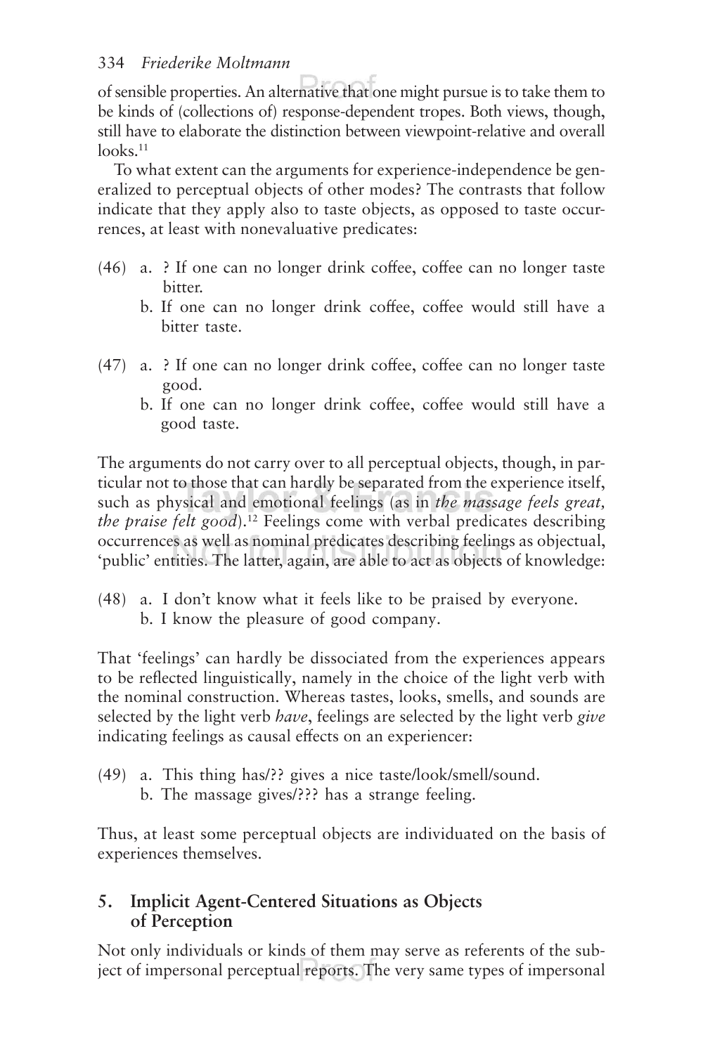of sensible properties. An alternative that one might pursue is to take them to be kinds of (collections of) response-dependent tropes. Both views, though, still have to elaborate the distinction between viewpoint-relative and overall looks.[11]

To what extent can the arguments for experience-independence be generalized to perceptual objects of other modes? The contrasts that follow indicate that they apply also to taste objects, as opposed to taste occurrences, at least with nonevaluative predicates:

(46) a. ? If one can no longer drink coffee, coffee can no longer taste bitter.
   b. If one can no longer drink coffee, coffee would still have a bitter taste.

(47) a. ? If one can no longer drink coffee, coffee can no longer taste good.
   b. If one can no longer drink coffee, coffee would still have a good taste.

The arguments do not carry over to all perceptual objects, though, in particular not to those that can hardly be separated from the experience itself, such as physical and emotional feelings (as in *the massage feels great, the praise felt good*).[12] Feelings come with verbal predicates describing occurrences as well as nominal predicates describing feelings as objectual, 'public' entities. The latter, again, are able to act as objects of knowledge:

(48) a. I don't know what it feels like to be praised by everyone.
   b. I know the pleasure of good company.

That 'feelings' can hardly be dissociated from the experiences appears to be reflected linguistically, namely in the choice of the light verb with the nominal construction. Whereas tastes, looks, smells, and sounds are selected by the light verb *have*, feelings are selected by the light verb *give* indicating feelings as causal effects on an experiencer:

(49) a. This thing has/?? gives a nice taste/look/smell/sound.
   b. The massage gives/??? has a strange feeling.

Thus, at least some perceptual objects are individuated on the basis of experiences themselves.

## 5. Implicit Agent-Centered Situations as Objects of Perception

Not only individuals or kinds of them may serve as referents of the subject of impersonal perceptual reports. The very same types of impersonal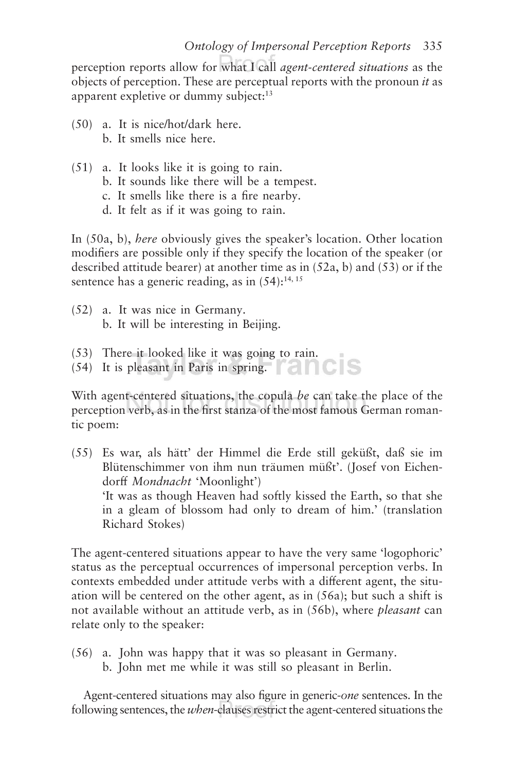perception reports allow for what I call *agent-centered situations* as the objects of perception. These are perceptual reports with the pronoun *it* as apparent expletive or dummy subject:[13]

(50) a. It is nice/hot/dark here.
     b. It smells nice here.

(51) a. It looks like it is going to rain.
     b. It sounds like there will be a tempest.
     c. It smells like there is a fire nearby.
     d. It felt as if it was going to rain.

In (50a, b), *here* obviously gives the speaker's location. Other location modifiers are possible only if they specify the location of the speaker (or described attitude bearer) at another time as in (52a, b) and (53) or if the sentence has a generic reading, as in (54):[14, 15]

(52) a. It was nice in Germany.
     b. It will be interesting in Beijing.

(53) There it looked like it was going to rain.
(54) It is pleasant in Paris in spring.

With agent-centered situations, the copula *be* can take the place of the perception verb, as in the first stanza of the most famous German romantic poem:

(55) Es war, als hätt' der Himmel die Erde still geküßt, daß sie im Blütenschimmer von ihm nun träumen müßt'. (Josef von Eichendorff *Mondnacht* 'Moonlight')
     'It was as though Heaven had softly kissed the Earth, so that she in a gleam of blossom had only to dream of him.' (translation Richard Stokes)

The agent-centered situations appear to have the very same 'logophoric' status as the perceptual occurrences of impersonal perception verbs. In contexts embedded under attitude verbs with a different agent, the situation will be centered on the other agent, as in (56a); but such a shift is not available without an attitude verb, as in (56b), where *pleasant* can relate only to the speaker:

(56) a. John was happy that it was so pleasant in Germany.
     b. John met me while it was still so pleasant in Berlin.

Agent-centered situations may also figure in generic-*one* sentences. In the following sentences, the *when*-clauses restrict the agent-centered situations the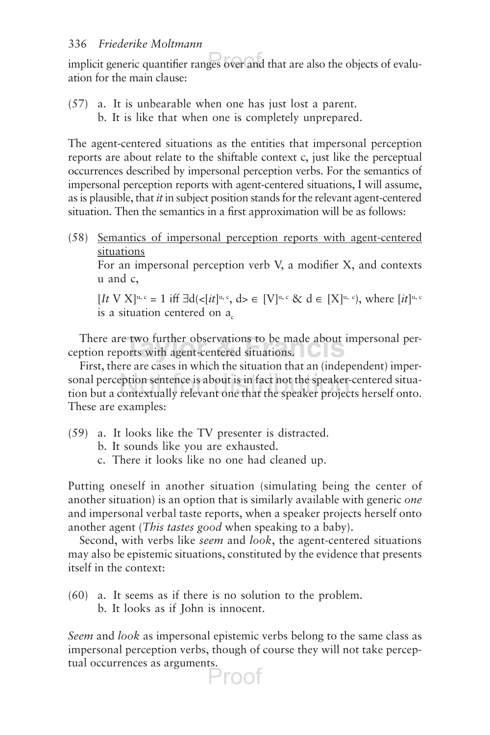implicit generic quantifier ranges over and that are also the objects of evaluation for the main clause:

(57) a. It is unbearable when one has just lost a parent.
b. It is like that when one is completely unprepared.

The agent-centered situations as the entities that impersonal perception reports are about relate to the shiftable context c, just like the perceptual occurrences described by impersonal perception verbs. For the semantics of impersonal perception reports with agent-centered situations, I will assume, as is plausible, that *it* in subject position stands for the relevant agent-centered situation. Then the semantics in a first approximation will be as follows:

(58) Semantics of impersonal perception reports with agent-centered situations
For an impersonal perception verb V, a modifier X, and contexts u and c,

$[It\ V\ X]^{u,c} = 1$ iff $\exists d(\langle [it]^{u,c}, d\rangle \in [V]^{u,c}\ \&\ d \in [X]^{u,c})$, where $[it]^{u,c}$ is a situation centered on $a_c$

There are two further observations to be made about impersonal perception reports with agent-centered situations.

First, there are cases in which the situation that an (independent) impersonal perception sentence is about is in fact not the speaker-centered situation but a contextually relevant one that the speaker projects herself onto. These are examples:

(59) a. It looks like the TV presenter is distracted.
b. It sounds like you are exhausted.
c. There it looks like no one had cleaned up.

Putting oneself in another situation (simulating being the center of another situation) is an option that is similarly available with generic *one* and impersonal verbal taste reports, when a speaker projects herself onto another agent (*This tastes good* when speaking to a baby).

Second, with verbs like *seem* and *look*, the agent-centered situations may also be epistemic situations, constituted by the evidence that presents itself in the context:

(60) a. It seems as if there is no solution to the problem.
b. It looks as if John is innocent.

*Seem* and *look* as impersonal epistemic verbs belong to the same class as impersonal perception verbs, though of course they will not take perceptual occurrences as arguments.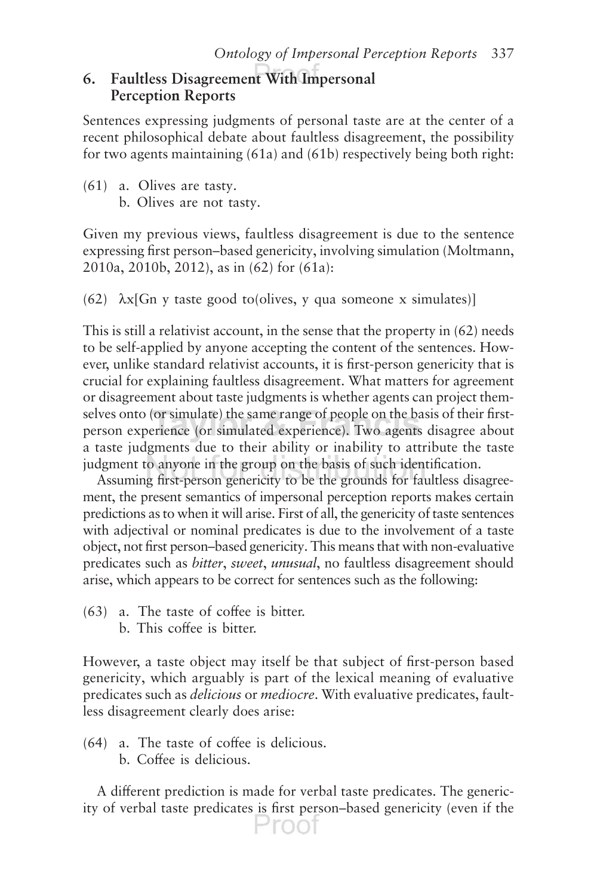## 6. Faultless Disagreement With Impersonal Perception Reports

Sentences expressing judgments of personal taste are at the center of a recent philosophical debate about faultless disagreement, the possibility for two agents maintaining (61a) and (61b) respectively being both right:

(61) a. Olives are tasty.
     b. Olives are not tasty.

Given my previous views, faultless disagreement is due to the sentence expressing first person–based genericity, involving simulation (Moltmann, 2010a, 2010b, 2012), as in (62) for (61a):

(62) $\lambda$x[Gn y taste good to(olives, y qua someone x simulates)]

This is still a relativist account, in the sense that the property in (62) needs to be self-applied by anyone accepting the content of the sentences. However, unlike standard relativist accounts, it is first-person genericity that is crucial for explaining faultless disagreement. What matters for agreement or disagreement about taste judgments is whether agents can project themselves onto (or simulate) the same range of people on the basis of their first-person experience (or simulated experience). Two agents disagree about a taste judgments due to their ability or inability to attribute the taste judgment to anyone in the group on the basis of such identification.

Assuming first-person genericity to be the grounds for faultless disagreement, the present semantics of impersonal perception reports makes certain predictions as to when it will arise. First of all, the genericity of taste sentences with adjectival or nominal predicates is due to the involvement of a taste object, not first person–based genericity. This means that with non-evaluative predicates such as *bitter*, *sweet*, *unusual*, no faultless disagreement should arise, which appears to be correct for sentences such as the following:

(63) a. The taste of coffee is bitter.
     b. This coffee is bitter.

However, a taste object may itself be that subject of first-person based genericity, which arguably is part of the lexical meaning of evaluative predicates such as *delicious* or *mediocre*. With evaluative predicates, faultless disagreement clearly does arise:

(64) a. The taste of coffee is delicious.
     b. Coffee is delicious.

A different prediction is made for verbal taste predicates. The genericity of verbal taste predicates is first person–based genericity (even if the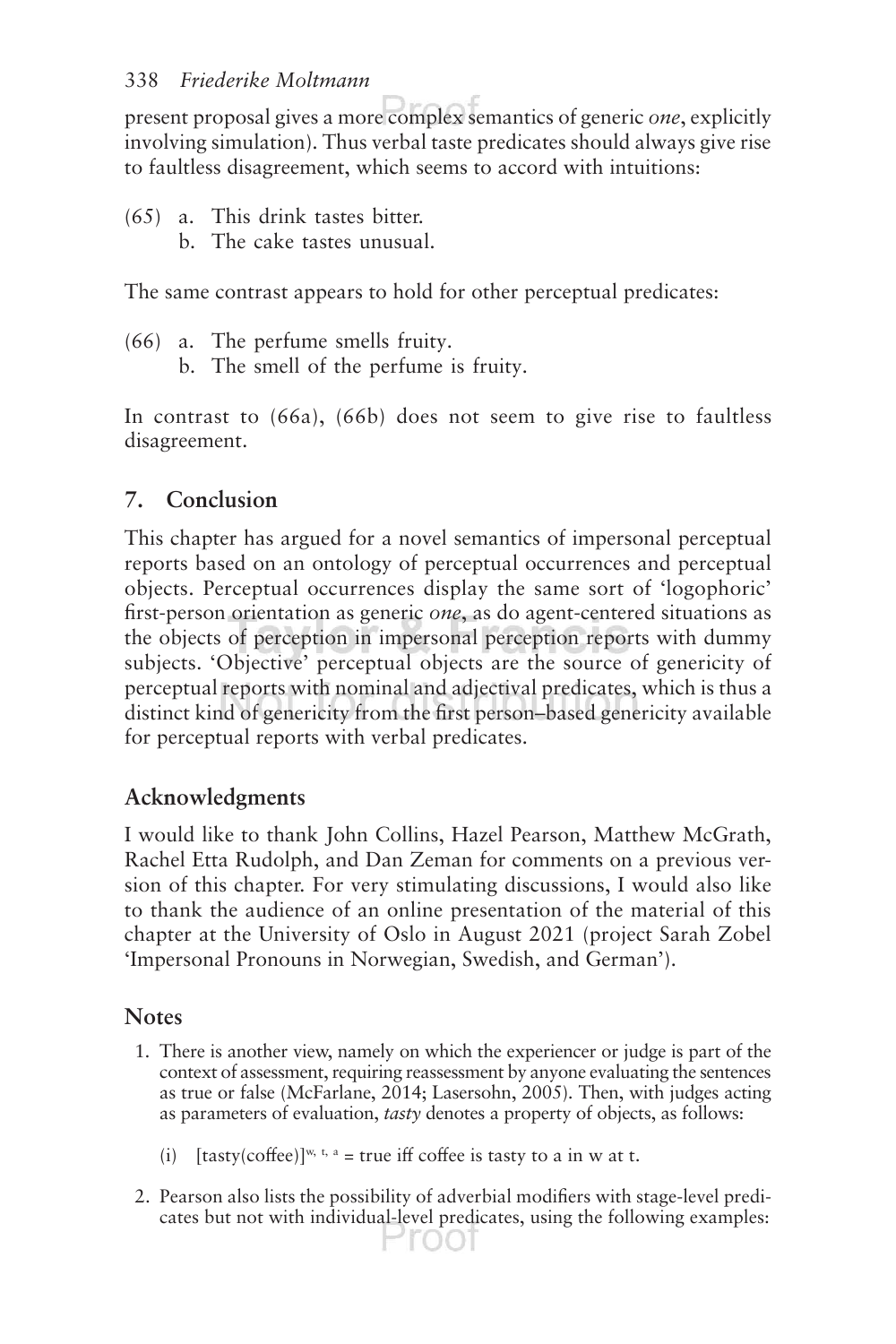present proposal gives a more complex semantics of generic *one*, explicitly involving simulation). Thus verbal taste predicates should always give rise to faultless disagreement, which seems to accord with intuitions:

(65) a. This drink tastes bitter.
     b. The cake tastes unusual.

The same contrast appears to hold for other perceptual predicates:

(66) a. The perfume smells fruity.
     b. The smell of the perfume is fruity.

In contrast to (66a), (66b) does not seem to give rise to faultless disagreement.

## 7. Conclusion

This chapter has argued for a novel semantics of impersonal perceptual reports based on an ontology of perceptual occurrences and perceptual objects. Perceptual occurrences display the same sort of 'logophoric' first-person orientation as generic *one*, as do agent-centered situations as the objects of perception in impersonal perception reports with dummy subjects. 'Objective' perceptual objects are the source of genericity of perceptual reports with nominal and adjectival predicates, which is thus a distinct kind of genericity from the first person–based genericity available for perceptual reports with verbal predicates.

## Acknowledgments

I would like to thank John Collins, Hazel Pearson, Matthew McGrath, Rachel Etta Rudolph, and Dan Zeman for comments on a previous version of this chapter. For very stimulating discussions, I would also like to thank the audience of an online presentation of the material of this chapter at the University of Oslo in August 2021 (project Sarah Zobel 'Impersonal Pronouns in Norwegian, Swedish, and German').

## Notes

1. There is another view, namely on which the experiencer or judge is part of the context of assessment, requiring reassessment by anyone evaluating the sentences as true or false (McFarlane, 2014; Lasersohn, 2005). Then, with judges acting as parameters of evaluation, *tasty* denotes a property of objects, as follows:

   (i) $[\text{tasty(coffee)}]^{w, t, a}$ = true iff coffee is tasty to a in w at t.

2. Pearson also lists the possibility of adverbial modifiers with stage-level predicates but not with individual-level predicates, using the following examples: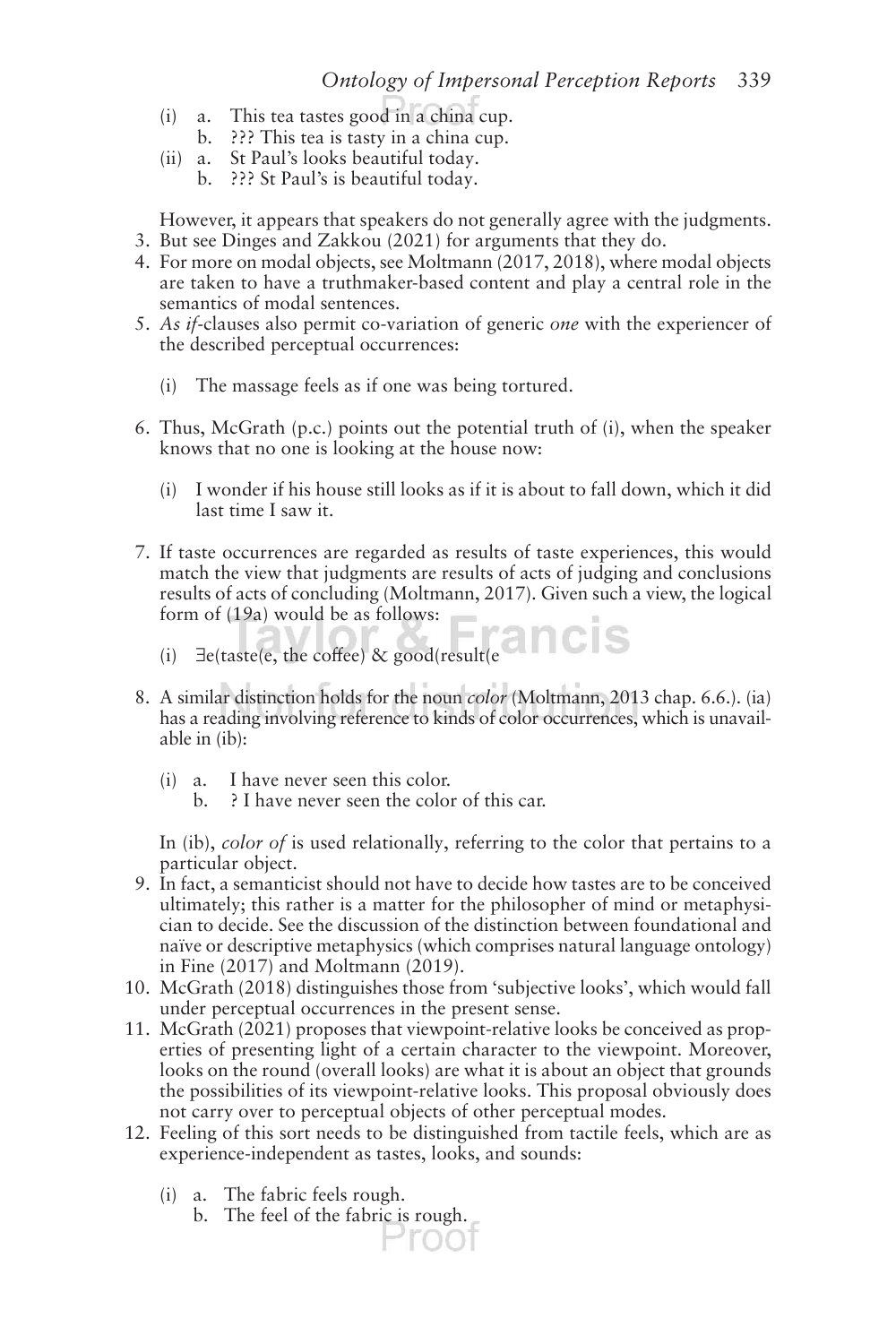(i) a. This tea tastes good in a china cup.
 b. ??? This tea is tasty in a china cup.

(ii) a. St Paul's looks beautiful today.
 b. ??? St Paul's is beautiful today.

However, it appears that speakers do not generally agree with the judgments.

3. But see Dinges and Zakkou (2021) for arguments that they do.
4. For more on modal objects, see Moltmann (2017, 2018), where modal objects are taken to have a truthmaker-based content and play a central role in the semantics of modal sentences.
5. *As if*-clauses also permit co-variation of generic *one* with the experiencer of the described perceptual occurrences:

 (i) The massage feels as if one was being tortured.

6. Thus, McGrath (p.c.) points out the potential truth of (i), when the speaker knows that no one is looking at the house now:

 (i) I wonder if his house still looks as if it is about to fall down, which it did last time I saw it.

7. If taste occurrences are regarded as results of taste experiences, this would match the view that judgments are results of acts of judging and conclusions results of acts of concluding (Moltmann, 2017). Given such a view, the logical form of (19a) would be as follows:

 (i) ∃e(taste(e, the coffee) & good(result(e

8. A similar distinction holds for the noun *color* (Moltmann, 2013 chap. 6.6.). (ia) has a reading involving reference to kinds of color occurrences, which is unavailable in (ib):

 (i) a. I have never seen this color.
  b. ? I have never seen the color of this car.

 In (ib), *color of* is used relationally, referring to the color that pertains to a particular object.

9. In fact, a semanticist should not have to decide how tastes are to be conceived ultimately; this rather is a matter for the philosopher of mind or metaphysician to decide. See the discussion of the distinction between foundational and naïve or descriptive metaphysics (which comprises natural language ontology) in Fine (2017) and Moltmann (2019).
10. McGrath (2018) distinguishes those from 'subjective looks', which would fall under perceptual occurrences in the present sense.
11. McGrath (2021) proposes that viewpoint-relative looks be conceived as properties of presenting light of a certain character to the viewpoint. Moreover, looks on the round (overall looks) are what it is about an object that grounds the possibilities of its viewpoint-relative looks. This proposal obviously does not carry over to perceptual objects of other perceptual modes.
12. Feeling of this sort needs to be distinguished from tactile feels, which are as experience-independent as tastes, looks, and sounds:

 (i) a. The fabric feels rough.
  b. The feel of the fabric is rough.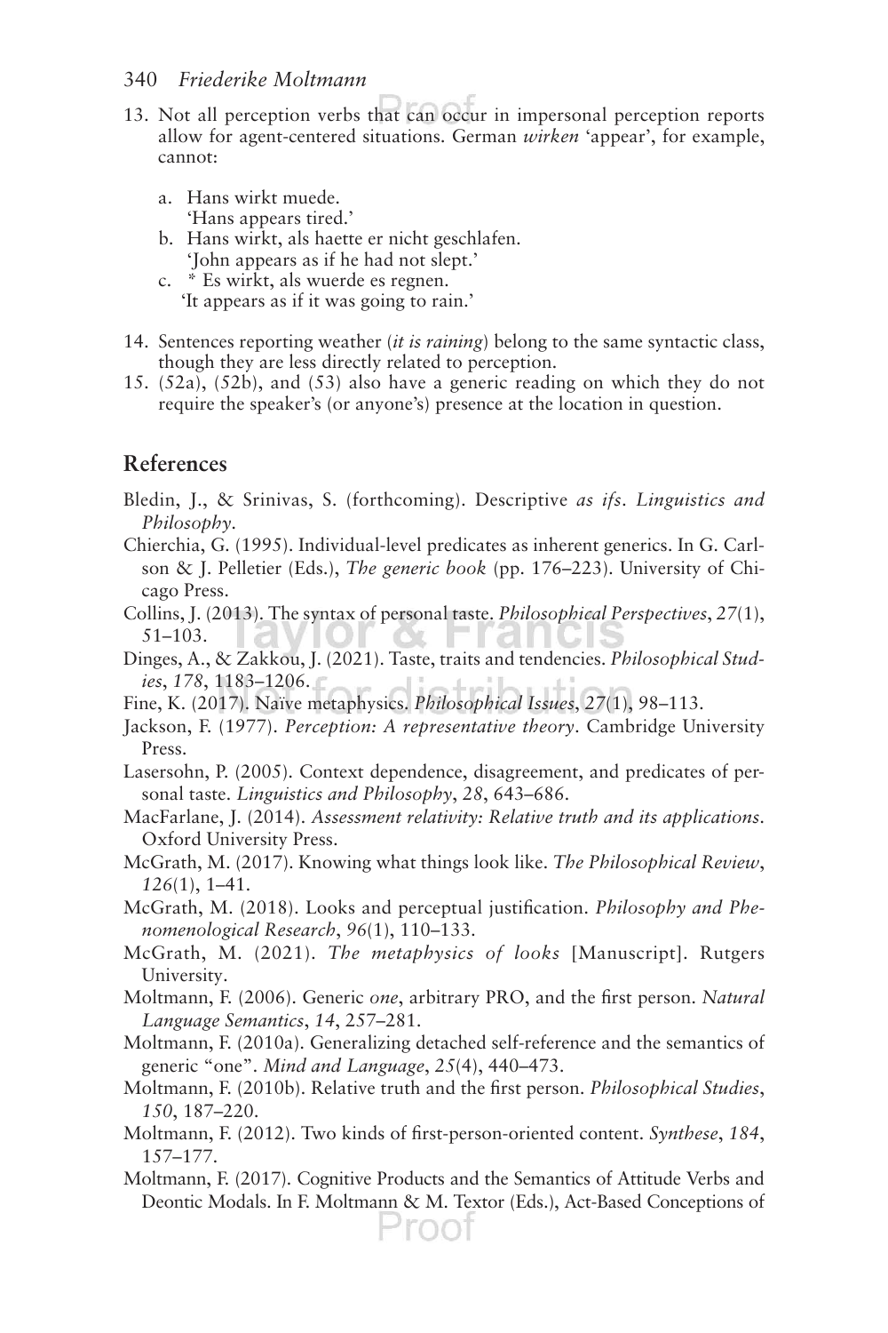13. Not all perception verbs that can occur in impersonal perception reports allow for agent-centered situations. German *wirken* 'appear', for example, cannot:

    a. Hans wirkt muede.
       'Hans appears tired.'
    b. Hans wirkt, als haette er nicht geschlafen.
       'John appears as if he had not slept.'
    c. * Es wirkt, als wuerde es regnen.
       'It appears as if it was going to rain.'

14. Sentences reporting weather (*it is raining*) belong to the same syntactic class, though they are less directly related to perception.
15. (52a), (52b), and (53) also have a generic reading on which they do not require the speaker's (or anyone's) presence at the location in question.

## References

Bledin, J., & Srinivas, S. (forthcoming). Descriptive *as ifs*. *Linguistics and Philosophy*.

Chierchia, G. (1995). Individual-level predicates as inherent generics. In G. Carlson & J. Pelletier (Eds.), *The generic book* (pp. 176–223). University of Chicago Press.

Collins, J. (2013). The syntax of personal taste. *Philosophical Perspectives*, *27*(1), 51–103.

Dinges, A., & Zakkou, J. (2021). Taste, traits and tendencies. *Philosophical Studies*, *178*, 1183–1206.

Fine, K. (2017). Naïve metaphysics. *Philosophical Issues*, *27*(1), 98–113.

Jackson, F. (1977). *Perception: A representative theory*. Cambridge University Press.

Lasersohn, P. (2005). Context dependence, disagreement, and predicates of personal taste. *Linguistics and Philosophy*, *28*, 643–686.

MacFarlane, J. (2014). *Assessment relativity: Relative truth and its applications*. Oxford University Press.

McGrath, M. (2017). Knowing what things look like. *The Philosophical Review*, *126*(1), 1–41.

McGrath, M. (2018). Looks and perceptual justification. *Philosophy and Phenomenological Research*, *96*(1), 110–133.

McGrath, M. (2021). *The metaphysics of looks* [Manuscript]. Rutgers University.

Moltmann, F. (2006). Generic *one*, arbitrary PRO, and the first person. *Natural Language Semantics*, *14*, 257–281.

Moltmann, F. (2010a). Generalizing detached self-reference and the semantics of generic "one". *Mind and Language*, *25*(4), 440–473.

Moltmann, F. (2010b). Relative truth and the first person. *Philosophical Studies*, *150*, 187–220.

Moltmann, F. (2012). Two kinds of first-person-oriented content. *Synthese*, *184*, 157–177.

Moltmann, F. (2017). Cognitive Products and the Semantics of Attitude Verbs and Deontic Modals. In F. Moltmann & M. Textor (Eds.), Act-Based Conceptions of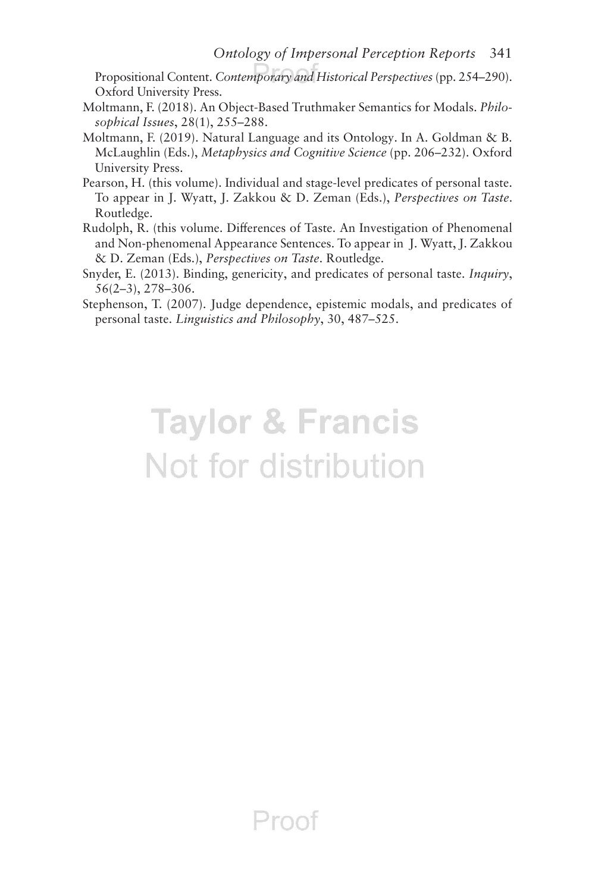Propositional Content. *Contemporary and Historical Perspectives* (pp. 254–290). Oxford University Press.

Moltmann, F. (2018). An Object-Based Truthmaker Semantics for Modals. *Philosophical Issues*, 28(1), 255–288.

Moltmann, F. (2019). Natural Language and its Ontology. In A. Goldman & B. McLaughlin (Eds.), *Metaphysics and Cognitive Science* (pp. 206–232). Oxford University Press.

Pearson, H. (this volume). Individual and stage-level predicates of personal taste. To appear in J. Wyatt, J. Zakkou & D. Zeman (Eds.), *Perspectives on Taste*. Routledge.

Rudolph, R. (this volume. Differences of Taste. An Investigation of Phenomenal and Non-phenomenal Appearance Sentences. To appear in J. Wyatt, J. Zakkou & D. Zeman (Eds.), *Perspectives on Taste*. Routledge.

Snyder, E. (2013). Binding, genericity, and predicates of personal taste. *Inquiry*, 56(2–3), 278–306.

Stephenson, T. (2007). Judge dependence, epistemic modals, and predicates of personal taste. *Linguistics and Philosophy*, 30, 487–525.